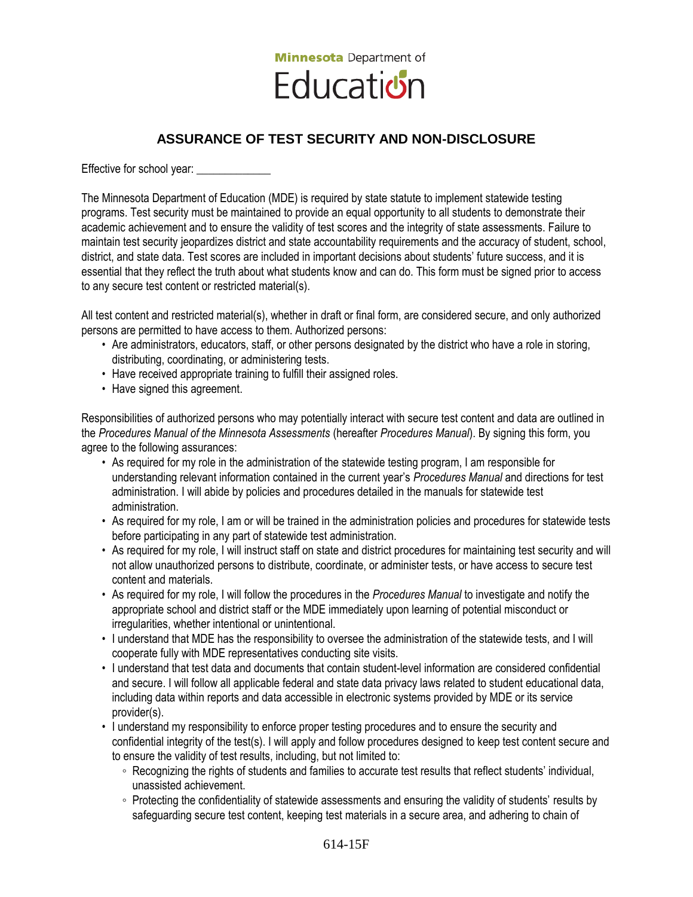Minnesota Department of Education

# ASSURANCE OF TEST SECURITY AND NON-DISCLOSURE

Effective for school year: ____________

The Minnesota Department of Education (MDE) is required by state statute to implement statewide testing programs. Test security must be maintained to provide an equal opportunity to all students to demonstrate their academic achievement and to ensure the validity of test scores and the integrity of state assessments. Failure to maintain test security jeopardizes district and state accountability requirements and the accuracy of student, school, district, and state data. Test scores are included in important decisions about students' future success, and it is essential that they reflect the truth about what students know and can do. This form must be signed prior to access to any secure test content or restricted material(s).

All test content and restricted material(s), whether in draft or final form, are considered secure, and only authorized persons are permitted to have access to them. Authorized persons:

- Are administrators, educators, staff, or other persons designated by the district who have a role in storing, distributing, coordinating, or administering tests.
- Have received appropriate training to fulfill their assigned roles.
- Have signed this agreement.

Responsibilities of authorized persons who may potentially interact with secure test content and data are outlined in the *Procedures Manual of the Minnesota Assessments* (hereafter *Procedures Manual*). By signing this form, you agree to the following assurances:

- As required for my role in the administration of the statewide testing program, I am responsible for understanding relevant information contained in the current year's *Procedures Manual* and directions for test administration. I will abide by policies and procedures detailed in the manuals for statewide test administration.
- As required for my role, I am or will be trained in the administration policies and procedures for statewide tests before participating in any part of statewide test administration.
- As required for my role, I will instruct staff on state and district procedures for maintaining test security and will not allow unauthorized persons to distribute, coordinate, or administer tests, or have access to secure test content and materials.
- As required for my role, I will follow the procedures in the *Procedures Manual* to investigate and notify the appropriate school and district staff or the MDE immediately upon learning of potential misconduct or irregularities, whether intentional or unintentional.
- I understand that MDE has the responsibility to oversee the administration of the statewide tests, and I will cooperate fully with MDE representatives conducting site visits.
- I understand that test data and documents that contain student-level information are considered confidential and secure. I will follow all applicable federal and state data privacy laws related to student educational data, including data within reports and data accessible in electronic systems provided by MDE or its service provider(s).
- I understand my responsibility to enforce proper testing procedures and to ensure the security and confidential integrity of the test(s). I will apply and follow procedures designed to keep test content secure and to ensure the validity of test results, including, but not limited to:
  - Recognizing the rights of students and families to accurate test results that reflect students' individual, unassisted achievement.
  - Protecting the confidentiality of statewide assessments and ensuring the validity of students' results by safeguarding secure test content, keeping test materials in a secure area, and adhering to chain of

614-15F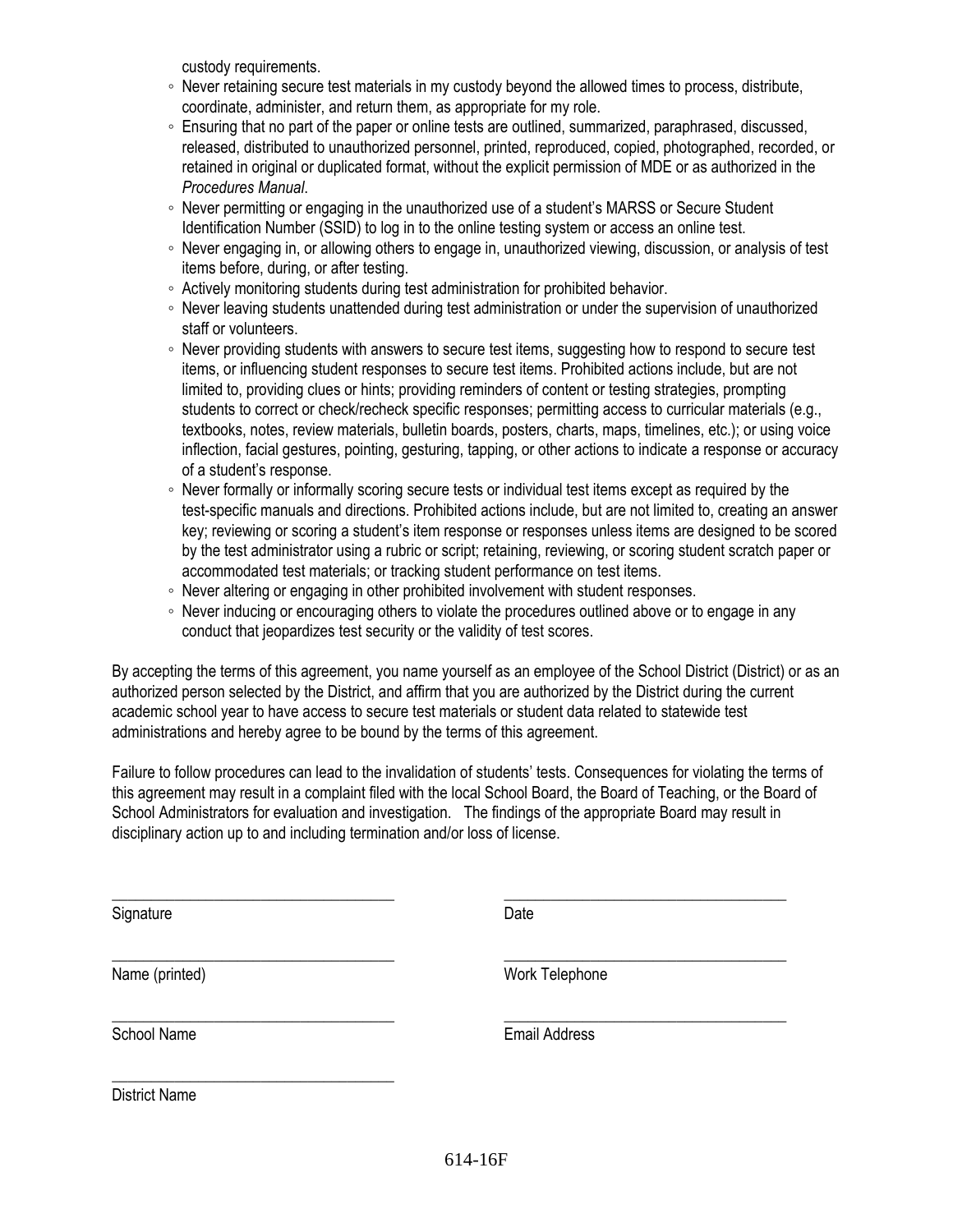custody requirements.

- Never retaining secure test materials in my custody beyond the allowed times to process, distribute, coordinate, administer, and return them, as appropriate for my role.
- Ensuring that no part of the paper or online tests are outlined, summarized, paraphrased, discussed, released, distributed to unauthorized personnel, printed, reproduced, copied, photographed, recorded, or retained in original or duplicated format, without the explicit permission of MDE or as authorized in the *Procedures Manual*.
- Never permitting or engaging in the unauthorized use of a student's MARSS or Secure Student Identification Number (SSID) to log in to the online testing system or access an online test.
- Never engaging in, or allowing others to engage in, unauthorized viewing, discussion, or analysis of test items before, during, or after testing.
- Actively monitoring students during test administration for prohibited behavior.
- Never leaving students unattended during test administration or under the supervision of unauthorized staff or volunteers.
- Never providing students with answers to secure test items, suggesting how to respond to secure test items, or influencing student responses to secure test items. Prohibited actions include, but are not limited to, providing clues or hints; providing reminders of content or testing strategies, prompting students to correct or check/recheck specific responses; permitting access to curricular materials (e.g., textbooks, notes, review materials, bulletin boards, posters, charts, maps, timelines, etc.); or using voice inflection, facial gestures, pointing, gesturing, tapping, or other actions to indicate a response or accuracy of a student's response.
- Never formally or informally scoring secure tests or individual test items except as required by the test-specific manuals and directions. Prohibited actions include, but are not limited to, creating an answer key; reviewing or scoring a student's item response or responses unless items are designed to be scored by the test administrator using a rubric or script; retaining, reviewing, or scoring student scratch paper or accommodated test materials; or tracking student performance on test items.
- Never altering or engaging in other prohibited involvement with student responses.
- Never inducing or encouraging others to violate the procedures outlined above or to engage in any conduct that jeopardizes test security or the validity of test scores.

By accepting the terms of this agreement, you name yourself as an employee of the School District (District) or as an authorized person selected by the District, and affirm that you are authorized by the District during the current academic school year to have access to secure test materials or student data related to statewide test administrations and hereby agree to be bound by the terms of this agreement.

Failure to follow procedures can lead to the invalidation of students' tests. Consequences for violating the terms of this agreement may result in a complaint filed with the local School Board, the Board of Teaching, or the Board of School Administrators for evaluation and investigation. The findings of the appropriate Board may result in disciplinary action up to and including termination and/or loss of license.

\_\_\_\_\_\_\_\_\_\_\_\_\_\_\_\_\_\_\_\_\_\_\_\_\_\_\_\_\_\_\_\_\_\_\_\_ \_\_\_\_\_\_\_\_\_\_\_\_\_\_\_\_\_\_\_\_\_\_\_\_\_\_\_\_\_\_\_\_\_\_\_\_
Signature Date

\_\_\_\_\_\_\_\_\_\_\_\_\_\_\_\_\_\_\_\_\_\_\_\_\_\_\_\_\_\_\_\_\_\_\_\_ \_\_\_\_\_\_\_\_\_\_\_\_\_\_\_\_\_\_\_\_\_\_\_\_\_\_\_\_\_\_\_\_\_\_\_\_
Name (printed) Work Telephone

\_\_\_\_\_\_\_\_\_\_\_\_\_\_\_\_\_\_\_\_\_\_\_\_\_\_\_\_\_\_\_\_\_\_\_\_ \_\_\_\_\_\_\_\_\_\_\_\_\_\_\_\_\_\_\_\_\_\_\_\_\_\_\_\_\_\_\_\_\_\_\_\_
School Name Email Address

\_\_\_\_\_\_\_\_\_\_\_\_\_\_\_\_\_\_\_\_\_\_\_\_\_\_\_\_\_\_\_\_\_\_\_\_
District Name

614-16F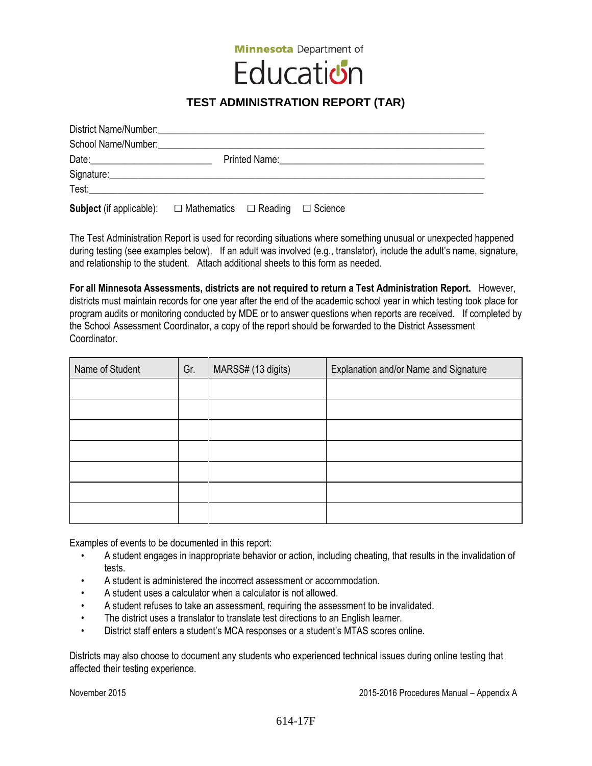Minnesota Department of Education

# TEST ADMINISTRATION REPORT (TAR)

District Name/Number:\_\_\_\_\_\_\_\_\_\_\_\_\_\_\_\_\_\_\_\_\_\_\_\_\_\_\_\_\_\_\_\_\_\_\_\_\_\_\_\_\_\_\_\_\_\_\_\_\_\_\_\_\_\_\_\_\_\_\_\_\_\_\_

School Name/Number:\_\_\_\_\_\_\_\_\_\_\_\_\_\_\_\_\_\_\_\_\_\_\_\_\_\_\_\_\_\_\_\_\_\_\_\_\_\_\_\_\_\_\_\_\_\_\_\_\_\_\_\_\_\_\_\_\_\_\_\_\_\_\_

Date:\_\_\_\_\_\_\_\_\_\_\_\_\_\_\_\_\_\_\_\_\_\_\_\_ Printed Name:\_\_\_\_\_\_\_\_\_\_\_\_\_\_\_\_\_\_\_\_\_\_\_\_\_\_\_\_\_\_\_\_\_\_\_\_\_\_\_\_\_

Signature:\_\_\_\_\_\_\_\_\_\_\_\_\_\_\_\_\_\_\_\_\_\_\_\_\_\_\_\_\_\_\_\_\_\_\_\_\_\_\_\_\_\_\_\_\_\_\_\_\_\_\_\_\_\_\_\_\_\_\_\_\_\_\_\_\_\_\_\_\_\_\_

Test:\_\_\_\_\_\_\_\_\_\_\_\_\_\_\_\_\_\_\_\_\_\_\_\_\_\_\_\_\_\_\_\_\_\_\_\_\_\_\_\_\_\_\_\_\_\_\_\_\_\_\_\_\_\_\_\_\_\_\_\_\_\_\_\_\_\_\_\_\_\_\_\_\_\_\_

**Subject** (if applicable): ☐ Mathematics ☐ Reading ☐ Science

The Test Administration Report is used for recording situations where something unusual or unexpected happened during testing (see examples below). If an adult was involved (e.g., translator), include the adult's name, signature, and relationship to the student. Attach additional sheets to this form as needed.

**For all Minnesota Assessments, districts are not required to return a Test Administration Report.** However, districts must maintain records for one year after the end of the academic school year in which testing took place for program audits or monitoring conducted by MDE or to answer questions when reports are received. If completed by the School Assessment Coordinator, a copy of the report should be forwarded to the District Assessment Coordinator.

| Name of Student | Gr. | MARSS# (13 digits) | Explanation and/or Name and Signature |
|---|---|---|---|
| | | | |
| | | | |
| | | | |
| | | | |
| | | | |
| | | | |
| | | | |

Examples of events to be documented in this report:

- A student engages in inappropriate behavior or action, including cheating, that results in the invalidation of tests.
- A student is administered the incorrect assessment or accommodation.
- A student uses a calculator when a calculator is not allowed.
- A student refuses to take an assessment, requiring the assessment to be invalidated.
- The district uses a translator to translate test directions to an English learner.
- District staff enters a student's MCA responses or a student's MTAS scores online.

Districts may also choose to document any students who experienced technical issues during online testing that affected their testing experience.

November 2015 2015-2016 Procedures Manual – Appendix A

614-17F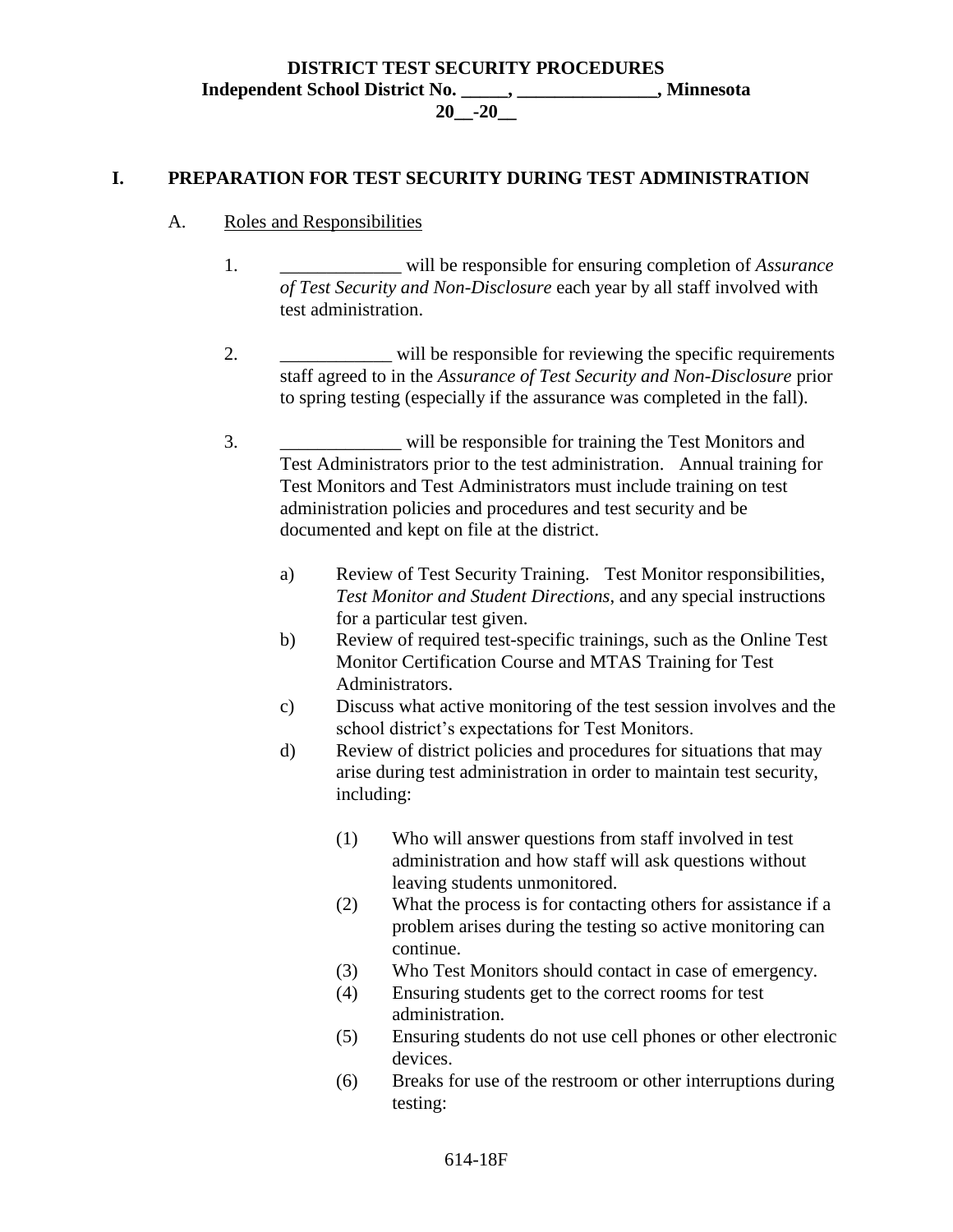**DISTRICT TEST SECURITY PROCEDURES**
**Independent School District No. _____, _______________, Minnesota**
**20__-20__**

## I. PREPARATION FOR TEST SECURITY DURING TEST ADMINISTRATION

### A. Roles and Responsibilities

1. _____________ will be responsible for ensuring completion of *Assurance of Test Security and Non-Disclosure* each year by all staff involved with test administration.

2. ____________ will be responsible for reviewing the specific requirements staff agreed to in the *Assurance of Test Security and Non-Disclosure* prior to spring testing (especially if the assurance was completed in the fall).

3. _____________ will be responsible for training the Test Monitors and Test Administrators prior to the test administration. Annual training for Test Monitors and Test Administrators must include training on test administration policies and procedures and test security and be documented and kept on file at the district.

   a) Review of Test Security Training. Test Monitor responsibilities, *Test Monitor and Student Directions*, and any special instructions for a particular test given.

   b) Review of required test-specific trainings, such as the Online Test Monitor Certification Course and MTAS Training for Test Administrators.

   c) Discuss what active monitoring of the test session involves and the school district's expectations for Test Monitors.

   d) Review of district policies and procedures for situations that may arise during test administration in order to maintain test security, including:

      (1) Who will answer questions from staff involved in test administration and how staff will ask questions without leaving students unmonitored.

      (2) What the process is for contacting others for assistance if a problem arises during the testing so active monitoring can continue.

      (3) Who Test Monitors should contact in case of emergency.

      (4) Ensuring students get to the correct rooms for test administration.

      (5) Ensuring students do not use cell phones or other electronic devices.

      (6) Breaks for use of the restroom or other interruptions during testing: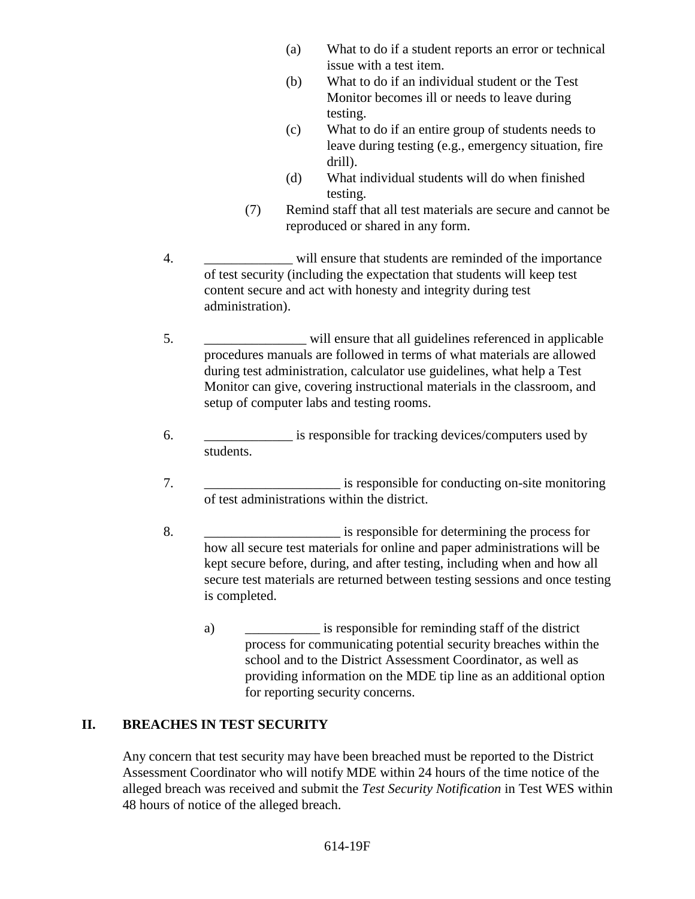(a) What to do if a student reports an error or technical issue with a test item.

(b) What to do if an individual student or the Test Monitor becomes ill or needs to leave during testing.

(c) What to do if an entire group of students needs to leave during testing (e.g., emergency situation, fire drill).

(d) What individual students will do when finished testing.

(7) Remind staff that all test materials are secure and cannot be reproduced or shared in any form.

4. _____________ will ensure that students are reminded of the importance of test security (including the expectation that students will keep test content secure and act with honesty and integrity during test administration).

5. _______________ will ensure that all guidelines referenced in applicable procedures manuals are followed in terms of what materials are allowed during test administration, calculator use guidelines, what help a Test Monitor can give, covering instructional materials in the classroom, and setup of computer labs and testing rooms.

6. _____________ is responsible for tracking devices/computers used by students.

7. ____________________ is responsible for conducting on-site monitoring of test administrations within the district.

8. ____________________ is responsible for determining the process for how all secure test materials for online and paper administrations will be kept secure before, during, and after testing, including when and how all secure test materials are returned between testing sessions and once testing is completed.

   a) ___________ is responsible for reminding staff of the district process for communicating potential security breaches within the school and to the District Assessment Coordinator, as well as providing information on the MDE tip line as an additional option for reporting security concerns.

## II. BREACHES IN TEST SECURITY

Any concern that test security may have been breached must be reported to the District Assessment Coordinator who will notify MDE within 24 hours of the time notice of the alleged breach was received and submit the *Test Security Notification* in Test WES within 48 hours of notice of the alleged breach.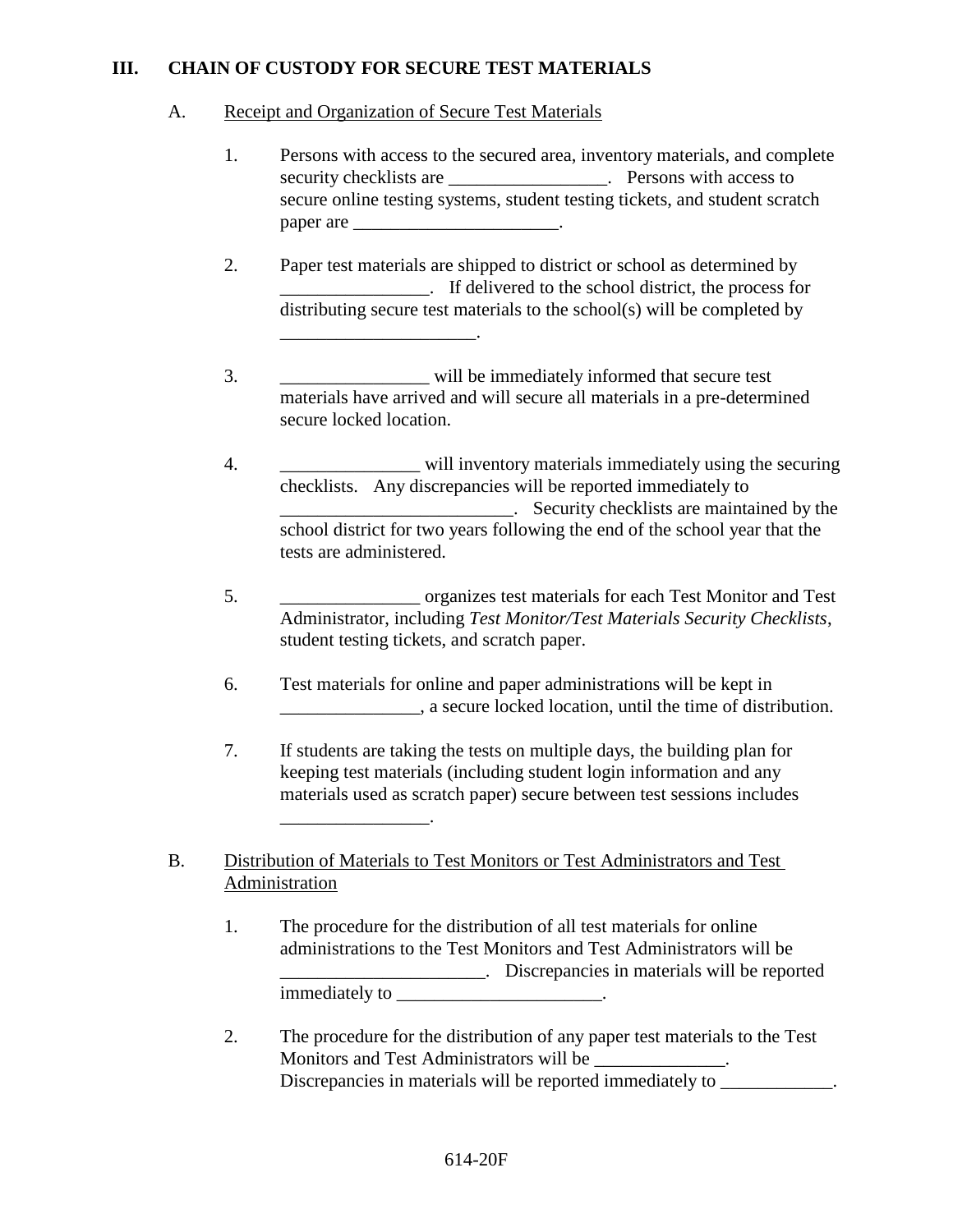## III. CHAIN OF CUSTODY FOR SECURE TEST MATERIALS

### A. Receipt and Organization of Secure Test Materials

1. Persons with access to the secured area, inventory materials, and complete security checklists are _________________. Persons with access to secure online testing systems, student testing tickets, and student scratch paper are ______________________.

2. Paper test materials are shipped to district or school as determined by ________________. If delivered to the school district, the process for distributing secure test materials to the school(s) will be completed by _____________________.

3. ________________ will be immediately informed that secure test materials have arrived and will secure all materials in a pre-determined secure locked location.

4. _______________ will inventory materials immediately using the securing checklists. Any discrepancies will be reported immediately to _________________________. Security checklists are maintained by the school district for two years following the end of the school year that the tests are administered.

5. _______________ organizes test materials for each Test Monitor and Test Administrator, including *Test Monitor/Test Materials Security Checklists*, student testing tickets, and scratch paper.

6. Test materials for online and paper administrations will be kept in _______________, a secure locked location, until the time of distribution.

7. If students are taking the tests on multiple days, the building plan for keeping test materials (including student login information and any materials used as scratch paper) secure between test sessions includes ________________.

### B. Distribution of Materials to Test Monitors or Test Administrators and Test Administration

1. The procedure for the distribution of all test materials for online administrations to the Test Monitors and Test Administrators will be ______________________. Discrepancies in materials will be reported immediately to ______________________.

2. The procedure for the distribution of any paper test materials to the Test Monitors and Test Administrators will be ______________. Discrepancies in materials will be reported immediately to ____________.

614-20F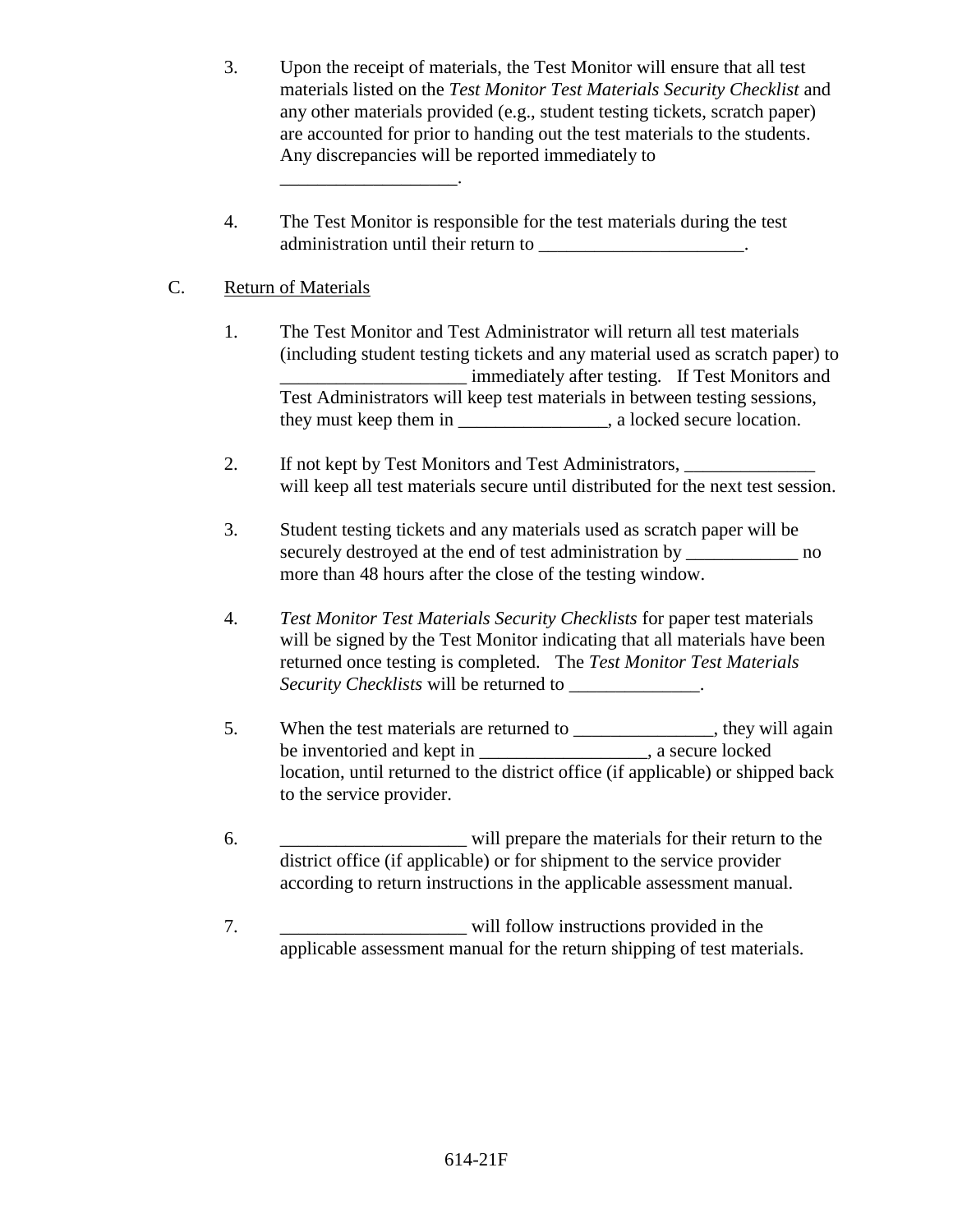3. Upon the receipt of materials, the Test Monitor will ensure that all test materials listed on the *Test Monitor Test Materials Security Checklist* and any other materials provided (e.g., student testing tickets, scratch paper) are accounted for prior to handing out the test materials to the students. Any discrepancies will be reported immediately to ___________________.

4. The Test Monitor is responsible for the test materials during the test administration until their return to ______________________.

C. Return of Materials

1. The Test Monitor and Test Administrator will return all test materials (including student testing tickets and any material used as scratch paper) to ____________________ immediately after testing. If Test Monitors and Test Administrators will keep test materials in between testing sessions, they must keep them in ________________, a locked secure location.

2. If not kept by Test Monitors and Test Administrators, ______________ will keep all test materials secure until distributed for the next test session.

3. Student testing tickets and any materials used as scratch paper will be securely destroyed at the end of test administration by ____________ no more than 48 hours after the close of the testing window.

4. *Test Monitor Test Materials Security Checklists* for paper test materials will be signed by the Test Monitor indicating that all materials have been returned once testing is completed. The *Test Monitor Test Materials Security Checklists* will be returned to ______________.

5. When the test materials are returned to _______________, they will again be inventoried and kept in __________________, a secure locked location, until returned to the district office (if applicable) or shipped back to the service provider.

6. ____________________ will prepare the materials for their return to the district office (if applicable) or for shipment to the service provider according to return instructions in the applicable assessment manual.

7. ____________________ will follow instructions provided in the applicable assessment manual for the return shipping of test materials.

614-21F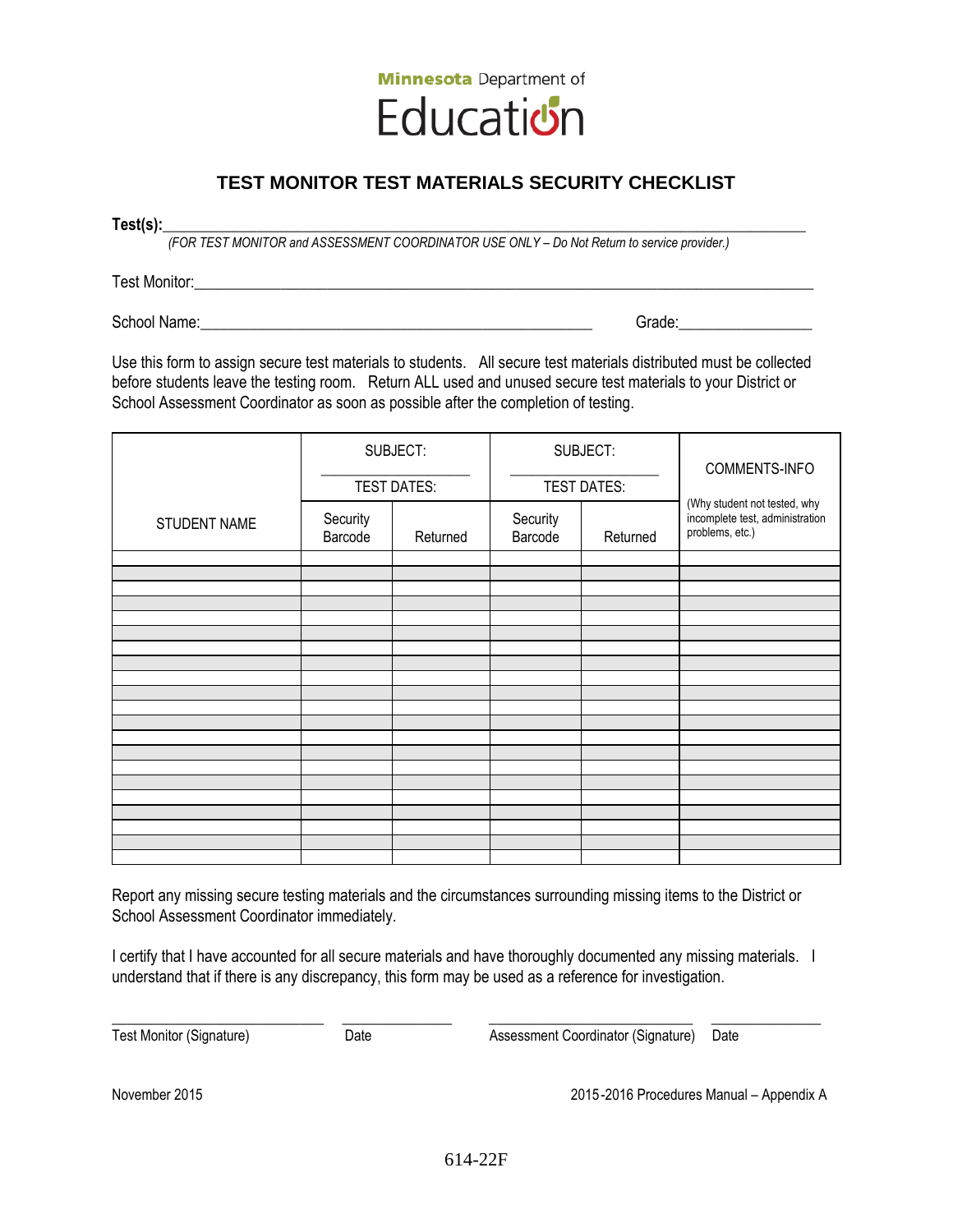Minnesota Department of Education

## TEST MONITOR TEST MATERIALS SECURITY CHECKLIST

**Test(s):**___________________________________________________________________________

*(FOR TEST MONITOR and ASSESSMENT COORDINATOR USE ONLY – Do Not Return to service provider.)*

Test Monitor:___________________________________________________________________________

School Name:_______________________________________________ Grade:________________

Use this form to assign secure test materials to students. All secure test materials distributed must be collected before students leave the testing room. Return ALL used and unused secure test materials to your District or School Assessment Coordinator as soon as possible after the completion of testing.

| STUDENT NAME | SUBJECT: ______ TEST DATES: | | SUBJECT: ______ TEST DATES: | | COMMENTS-INFO (Why student not tested, why incomplete test, administration problems, etc.) |
|---|---|---|---|---|---|
| | Security Barcode | Returned | Security Barcode | Returned | |
| | | | | | |
| | | | | | |
| | | | | | |
| | | | | | |
| | | | | | |
| | | | | | |
| | | | | | |
| | | | | | |
| | | | | | |
| | | | | | |
| | | | | | |
| | | | | | |
| | | | | | |
| | | | | | |
| | | | | | |
| | | | | | |
| | | | | | |
| | | | | | |
| | | | | | |
| | | | | | |
| | | | | | |

Report any missing secure testing materials and the circumstances surrounding missing items to the District or School Assessment Coordinator immediately.

I certify that I have accounted for all secure materials and have thoroughly documented any missing materials. I understand that if there is any discrepancy, this form may be used as a reference for investigation.

___________________________ _____________ ___________________________ _____________

Test Monitor (Signature) Date Assessment Coordinator (Signature) Date

November 2015 2015-2016 Procedures Manual – Appendix A

614-22F